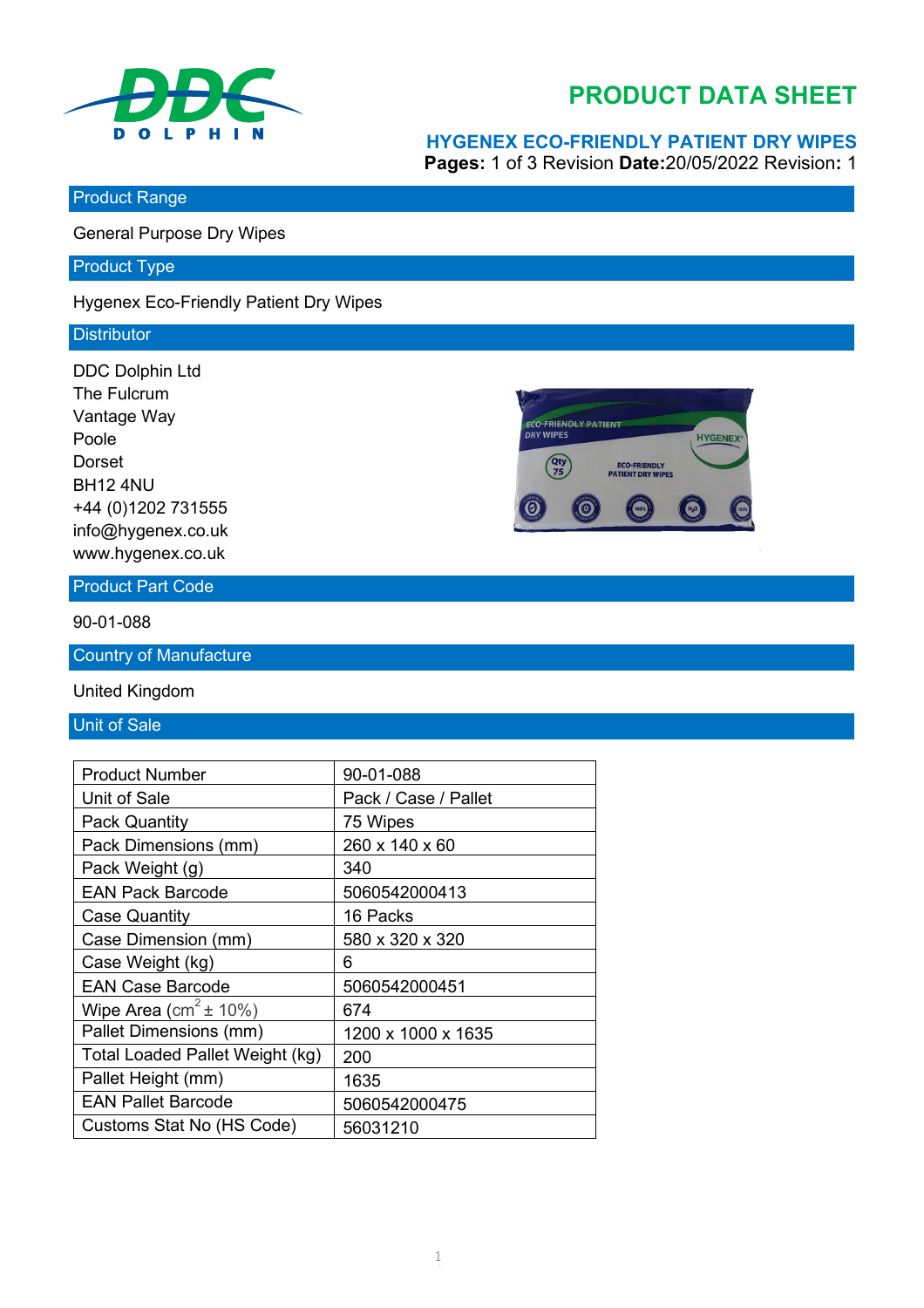# PRODUCT DATA SHEET

## HYGENEX ECO-FRIENDLY PATIENT DRY WIPES

**Pages:** 1 of 3 Revision **Date:**20/05/2022 Revision**:** 1

## Product Range

General Purpose Dry Wipes

## Product Type

Hygenex Eco-Friendly Patient Dry Wipes

## Distributor

DDC Dolphin Ltd
The Fulcrum
Vantage Way
Poole
Dorset
BH12 4NU
+44 (0)1202 731555
info@hygenex.co.uk
www.hygenex.co.uk

## Product Part Code

90-01-088

## Country of Manufacture

United Kingdom

## Unit of Sale

| Product Number | 90-01-088 |
|---|---|
| Unit of Sale | Pack / Case / Pallet |
| Pack Quantity | 75 Wipes |
| Pack Dimensions (mm) | 260 x 140 x 60 |
| Pack Weight (g) | 340 |
| EAN Pack Barcode | 5060542000413 |
| Case Quantity | 16 Packs |
| Case Dimension (mm) | 580 x 320 x 320 |
| Case Weight (kg) | 6 |
| EAN Case Barcode | 5060542000451 |
| Wipe Area ($cm^2$ ± 10%) | 674 |
| Pallet Dimensions (mm) | 1200 x 1000 x 1635 |
| Total Loaded Pallet Weight (kg) | 200 |
| Pallet Height (mm) | 1635 |
| EAN Pallet Barcode | 5060542000475 |
| Customs Stat No (HS Code) | 56031210 |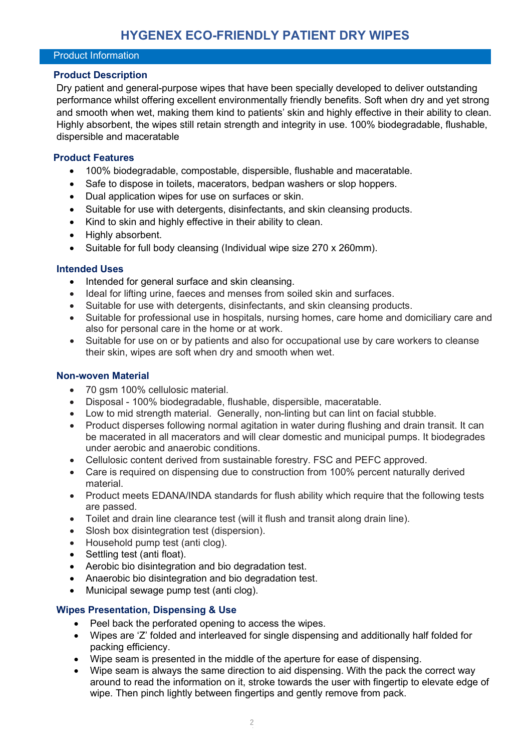# HYGENEX ECO-FRIENDLY PATIENT DRY WIPES

## Product Information

### Product Description

Dry patient and general-purpose wipes that have been specially developed to deliver outstanding performance whilst offering excellent environmentally friendly benefits. Soft when dry and yet strong and smooth when wet, making them kind to patients' skin and highly effective in their ability to clean. Highly absorbent, the wipes still retain strength and integrity in use. 100% biodegradable, flushable, dispersible and maceratable

### Product Features

- 100% biodegradable, compostable, dispersible, flushable and maceratable.
- Safe to dispose in toilets, macerators, bedpan washers or slop hoppers.
- Dual application wipes for use on surfaces or skin.
- Suitable for use with detergents, disinfectants, and skin cleansing products.
- Kind to skin and highly effective in their ability to clean.
- Highly absorbent.
- Suitable for full body cleansing (Individual wipe size 270 x 260mm).

### Intended Uses

- Intended for general surface and skin cleansing.
- Ideal for lifting urine, faeces and menses from soiled skin and surfaces.
- Suitable for use with detergents, disinfectants, and skin cleansing products.
- Suitable for professional use in hospitals, nursing homes, care home and domiciliary care and also for personal care in the home or at work.
- Suitable for use on or by patients and also for occupational use by care workers to cleanse their skin, wipes are soft when dry and smooth when wet.

### Non-woven Material

- 70 gsm 100% cellulosic material.
- Disposal - 100% biodegradable, flushable, dispersible, maceratable.
- Low to mid strength material. Generally, non-linting but can lint on facial stubble.
- Product disperses following normal agitation in water during flushing and drain transit. It can be macerated in all macerators and will clear domestic and municipal pumps. It biodegrades under aerobic and anaerobic conditions.
- Cellulosic content derived from sustainable forestry. FSC and PEFC approved.
- Care is required on dispensing due to construction from 100% percent naturally derived material.
- Product meets EDANA/INDA standards for flush ability which require that the following tests are passed.
- Toilet and drain line clearance test (will it flush and transit along drain line).
- Slosh box disintegration test (dispersion).
- Household pump test (anti clog).
- Settling test (anti float).
- Aerobic bio disintegration and bio degradation test.
- Anaerobic bio disintegration and bio degradation test.
- Municipal sewage pump test (anti clog).

### Wipes Presentation, Dispensing & Use

- Peel back the perforated opening to access the wipes.
- Wipes are 'Z' folded and interleaved for single dispensing and additionally half folded for packing efficiency.
- Wipe seam is presented in the middle of the aperture for ease of dispensing.
- Wipe seam is always the same direction to aid dispensing. With the pack the correct way around to read the information on it, stroke towards the user with fingertip to elevate edge of wipe. Then pinch lightly between fingertips and gently remove from pack.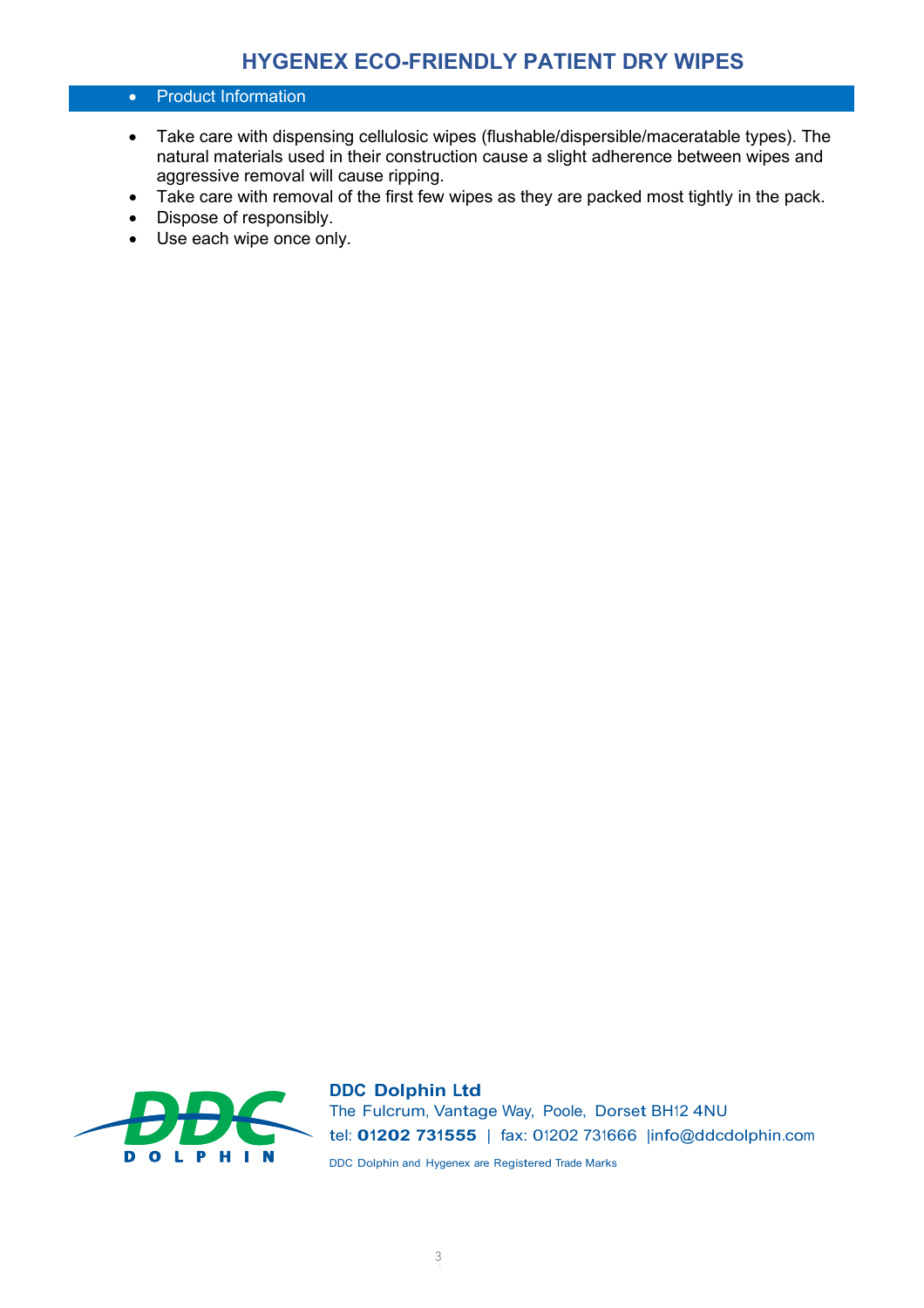## HYGENEX ECO-FRIENDLY PATIENT DRY WIPES

- Product Information

- Take care with dispensing cellulosic wipes (flushable/dispersible/maceratable types). The natural materials used in their construction cause a slight adherence between wipes and aggressive removal will cause ripping.
- Take care with removal of the first few wipes as they are packed most tightly in the pack.
- Dispose of responsibly.
- Use each wipe once only.

DDC DOLPHIN

**DDC Dolphin Ltd**
The Fulcrum, Vantage Way, Poole, Dorset BH12 4NU
tel: **01202 731555** | fax: 01202 731666 |info@ddcdolphin.com

DDC Dolphin and Hygenex are Registered Trade Marks